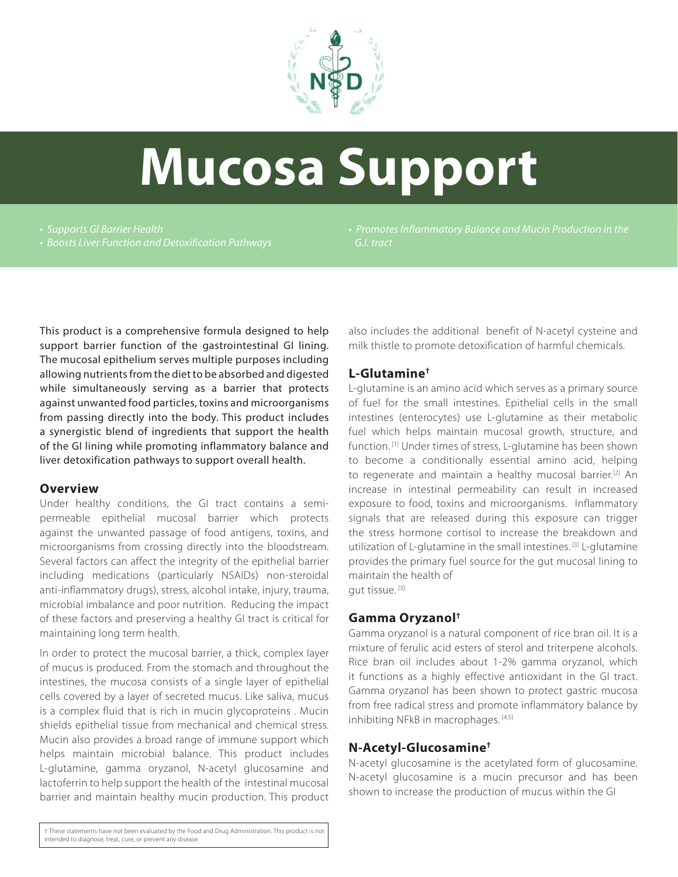# Mucosa Support

- *Supports GI Barrier Health*
- *Boosts Liver Function and Detoxification Pathways*
- *Promotes Inflammatory Balance and Mucin Production in the G.I. tract*

This product is a comprehensive formula designed to help support barrier function of the gastrointestinal GI lining. The mucosal epithelium serves multiple purposes including allowing nutrients from the diet to be absorbed and digested while simultaneously serving as a barrier that protects against unwanted food particles, toxins and microorganisms from passing directly into the body. This product includes a synergistic blend of ingredients that support the health of the GI lining while promoting inflammatory balance and liver detoxification pathways to support overall health.

## Overview

Under healthy conditions, the GI tract contains a semi-permeable epithelial mucosal barrier which protects against the unwanted passage of food antigens, toxins, and microorganisms from crossing directly into the bloodstream. Several factors can affect the integrity of the epithelial barrier including medications (particularly NSAIDs) non-steroidal anti-inflammatory drugs), stress, alcohol intake, injury, trauma, microbial imbalance and poor nutrition. Reducing the impact of these factors and preserving a healthy GI tract is critical for maintaining long term health.

In order to protect the mucosal barrier, a thick, complex layer of mucus is produced. From the stomach and throughout the intestines, the mucosa consists of a single layer of epithelial cells covered by a layer of secreted mucus. Like saliva, mucus is a complex fluid that is rich in mucin glycoproteins . Mucin shields epithelial tissue from mechanical and chemical stress. Mucin also provides a broad range of immune support which helps maintain microbial balance. This product includes L-glutamine, gamma oryzanol, N-acetyl glucosamine and lactoferrin to help support the health of the intestinal mucosal barrier and maintain healthy mucin production. This product also includes the additional benefit of N-acetyl cysteine and milk thistle to promote detoxification of harmful chemicals.

## L-Glutamine†

L-glutamine is an amino acid which serves as a primary source of fuel for the small intestines. Epithelial cells in the small intestines (enterocytes) use L-glutamine as their metabolic fuel which helps maintain mucosal growth, structure, and function.[1] Under times of stress, L-glutamine has been shown to become a conditionally essential amino acid, helping to regenerate and maintain a healthy mucosal barrier.[2] An increase in intestinal permeability can result in increased exposure to food, toxins and microorganisms. Inflammatory signals that are released during this exposure can trigger the stress hormone cortisol to increase the breakdown and utilization of L-glutamine in the small intestines.[3] L-glutamine provides the primary fuel source for the gut mucosal lining to maintain the health of gut tissue.[3]

## Gamma Oryzanol†

Gamma oryzanol is a natural component of rice bran oil. It is a mixture of ferulic acid esters of sterol and triterpene alcohols. Rice bran oil includes about 1-2% gamma oryzanol, which it functions as a highly effective antioxidant in the GI tract. Gamma oryzanol has been shown to protect gastric mucosa from free radical stress and promote inflammatory balance by inhibiting NFkB in macrophages.[4,5]

## N-Acetyl-Glucosamine†

N-acetyl glucosamine is the acetylated form of glucosamine. N-acetyl glucosamine is a mucin precursor and has been shown to increase the production of mucus within the GI

† These statements have not been evaluated by the Food and Drug Administration. This product is not intended to diagnose, treat, cure, or prevent any disease.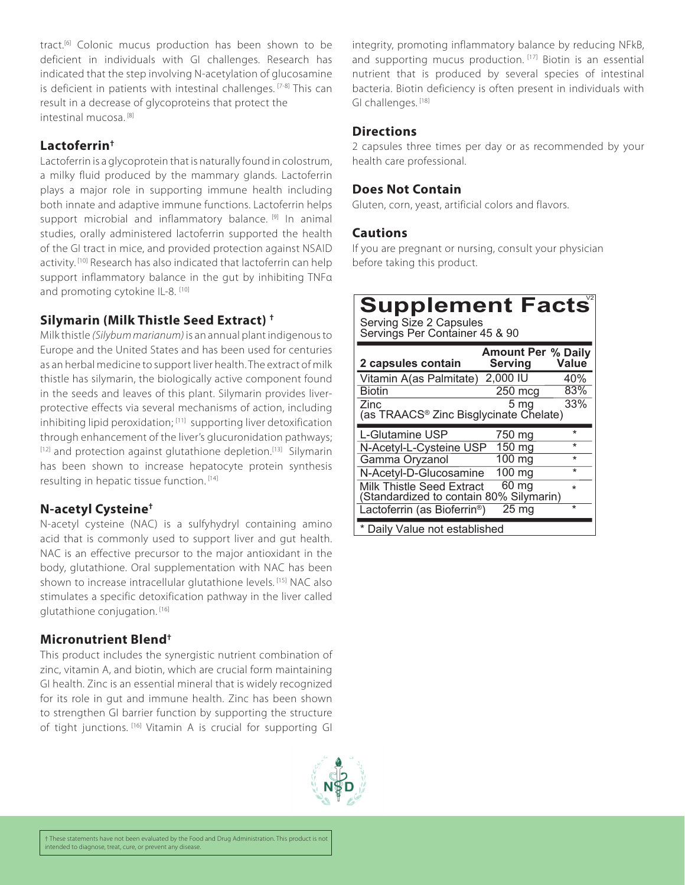tract.[6] Colonic mucus production has been shown to be deficient in individuals with GI challenges. Research has indicated that the step involving N-acetylation of glucosamine is deficient in patients with intestinal challenges. [7-8] This can result in a decrease of glycoproteins that protect the intestinal mucosa. [8]

## Lactoferrin†

Lactoferrin is a glycoprotein that is naturally found in colostrum, a milky fluid produced by the mammary glands. Lactoferrin plays a major role in supporting immune health including both innate and adaptive immune functions. Lactoferrin helps support microbial and inflammatory balance. [9] In animal studies, orally administered lactoferrin supported the health of the GI tract in mice, and provided protection against NSAID activity. [10] Research has also indicated that lactoferrin can help support inflammatory balance in the gut by inhibiting TNFα and promoting cytokine IL-8. [10]

## Silymarin (Milk Thistle Seed Extract) †

Milk thistle *(Silybum marianum)* is an annual plant indigenous to Europe and the United States and has been used for centuries as an herbal medicine to support liver health. The extract of milk thistle has silymarin, the biologically active component found in the seeds and leaves of this plant. Silymarin provides liver-protective effects via several mechanisms of action, including inhibiting lipid peroxidation; [11] supporting liver detoxification through enhancement of the liver's glucuronidation pathways; [12] and protection against glutathione depletion.[13] Silymarin has been shown to increase hepatocyte protein synthesis resulting in hepatic tissue function. [14]

## N-acetyl Cysteine†

N-acetyl cysteine (NAC) is a sulfyhydryl containing amino acid that is commonly used to support liver and gut health. NAC is an effective precursor to the major antioxidant in the body, glutathione. Oral supplementation with NAC has been shown to increase intracellular glutathione levels. [15] NAC also stimulates a specific detoxification pathway in the liver called glutathione conjugation. [16]

## Micronutrient Blend†

This product includes the synergistic nutrient combination of zinc, vitamin A, and biotin, which are crucial form maintaining GI health. Zinc is an essential mineral that is widely recognized for its role in gut and immune health. Zinc has been shown to strengthen GI barrier function by supporting the structure of tight junctions. [16] Vitamin A is crucial for supporting GI integrity, promoting inflammatory balance by reducing NFkB, and supporting mucus production. [17] Biotin is an essential nutrient that is produced by several species of intestinal bacteria. Biotin deficiency is often present in individuals with GI challenges. [18]

## Directions

2 capsules three times per day or as recommended by your health care professional.

## Does Not Contain

Gluten, corn, yeast, artificial colors and flavors.

## Cautions

If you are pregnant or nursing, consult your physician before taking this product.

## Supplement Facts

Serving Size 2 Capsules
Servings Per Container 45 & 90

| 2 capsules contain | Amount Per Serving | % Daily Value |
|---|---|---|
| Vitamin A(as Palmitate) | 2,000 IU | 40% |
| Biotin | 250 mcg | 83% |
| Zinc (as TRAACS® Zinc Bisglycinate Chelate) | 5 mg | 33% |
| L-Glutamine USP | 750 mg | * |
| N-Acetyl-L-Cysteine USP | 150 mg | * |
| Gamma Oryzanol | 100 mg | * |
| N-Acetyl-D-Glucosamine | 100 mg | * |
| Milk Thistle Seed Extract (Standardized to contain 80% Silymarin) | 60 mg | * |
| Lactoferrin (as Bioferrin®) | 25 mg | * |

* Daily Value not established

† These statements have not been evaluated by the Food and Drug Administration. This product is not intended to diagnose, treat, cure, or prevent any disease.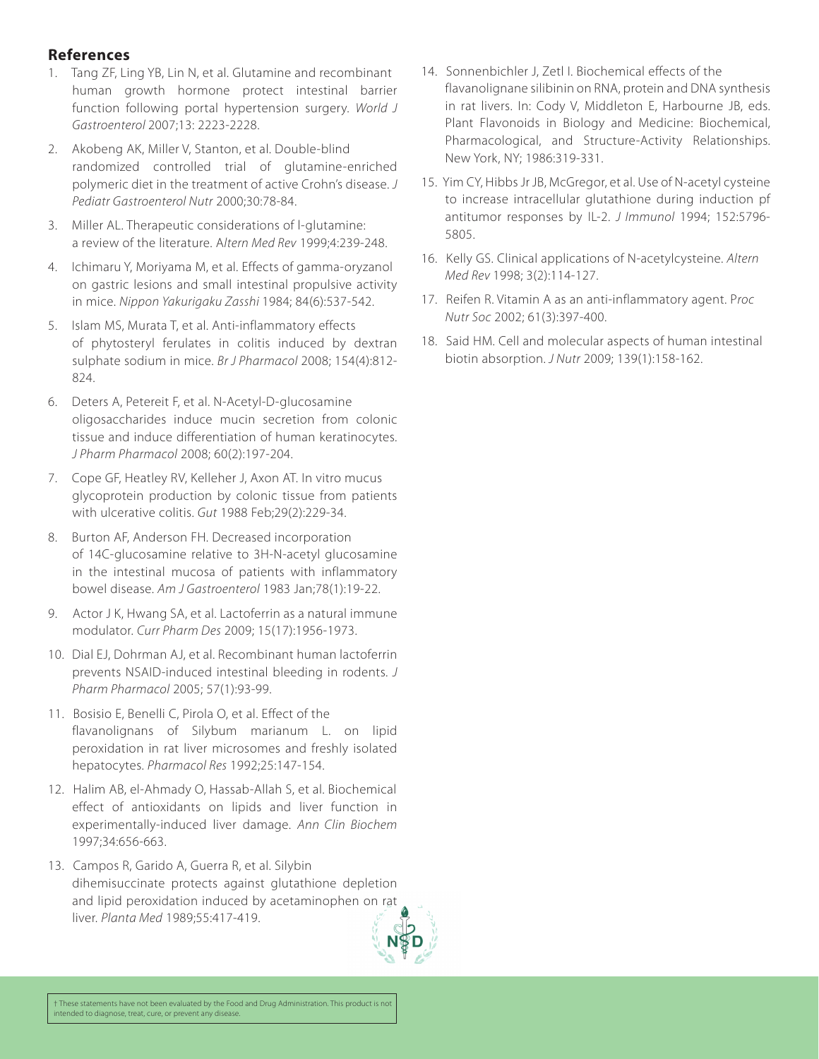## References

1. Tang ZF, Ling YB, Lin N, et al. Glutamine and recombinant human growth hormone protect intestinal barrier function following portal hypertension surgery. *World J Gastroenterol* 2007;13: 2223-2228.
2. Akobeng AK, Miller V, Stanton, et al. Double-blind randomized controlled trial of glutamine-enriched polymeric diet in the treatment of active Crohn's disease. *J Pediatr Gastroenterol Nutr* 2000;30:78-84.
3. Miller AL. Therapeutic considerations of l-glutamine: a review of the literature. A*ltern Med Rev* 1999;4:239-248.
4. Ichimaru Y, Moriyama M, et al. Effects of gamma-oryzanol on gastric lesions and small intestinal propulsive activity in mice. *Nippon Yakurigaku Zasshi* 1984; 84(6):537-542.
5. Islam MS, Murata T, et al. Anti-inflammatory effects of phytosteryl ferulates in colitis induced by dextran sulphate sodium in mice. *Br J Pharmacol* 2008; 154(4):812-824.
6. Deters A, Petereit F, et al. N-Acetyl-D-glucosamine oligosaccharides induce mucin secretion from colonic tissue and induce differentiation of human keratinocytes. *J Pharm Pharmacol* 2008; 60(2):197-204.
7. Cope GF, Heatley RV, Kelleher J, Axon AT. In vitro mucus glycoprotein production by colonic tissue from patients with ulcerative colitis. *Gut* 1988 Feb;29(2):229-34.
8. Burton AF, Anderson FH. Decreased incorporation of 14C-glucosamine relative to 3H-N-acetyl glucosamine in the intestinal mucosa of patients with inflammatory bowel disease. *Am J Gastroenterol* 1983 Jan;78(1):19-22.
9. Actor J K, Hwang SA, et al. Lactoferrin as a natural immune modulator. *Curr Pharm Des* 2009; 15(17):1956-1973.
10. Dial EJ, Dohrman AJ, et al. Recombinant human lactoferrin prevents NSAID-induced intestinal bleeding in rodents. *J Pharm Pharmacol* 2005; 57(1):93-99.
11. Bosisio E, Benelli C, Pirola O, et al. Effect of the flavanolignans of Silybum marianum L. on lipid peroxidation in rat liver microsomes and freshly isolated hepatocytes. *Pharmacol Res* 1992;25:147-154.
12. Halim AB, el-Ahmady O, Hassab-Allah S, et al. Biochemical effect of antioxidants on lipids and liver function in experimentally-induced liver damage. *Ann Clin Biochem* 1997;34:656-663.
13. Campos R, Garido A, Guerra R, et al. Silybin dihemisuccinate protects against glutathione depletion and lipid peroxidation induced by acetaminophen on rat liver. *Planta Med* 1989;55:417-419.
14. Sonnenbichler J, Zetl I. Biochemical effects of the flavanolignane silibinin on RNA, protein and DNA synthesis in rat livers. In: Cody V, Middleton E, Harbourne JB, eds. Plant Flavonoids in Biology and Medicine: Biochemical, Pharmacological, and Structure-Activity Relationships. New York, NY; 1986:319-331.
15. Yim CY, Hibbs Jr JB, McGregor, et al. Use of N-acetyl cysteine to increase intracellular glutathione during induction pf antitumor responses by IL-2. *J Immunol* 1994; 152:5796-5805.
16. Kelly GS. Clinical applications of N-acetylcysteine. *Altern Med Rev* 1998; 3(2):114-127.
17. Reifen R. Vitamin A as an anti-inflammatory agent. P*roc Nutr Soc* 2002; 61(3):397-400.
18. Said HM. Cell and molecular aspects of human intestinal biotin absorption. *J Nutr* 2009; 139(1):158-162.

† These statements have not been evaluated by the Food and Drug Administration. This product is not intended to diagnose, treat, cure, or prevent any disease.